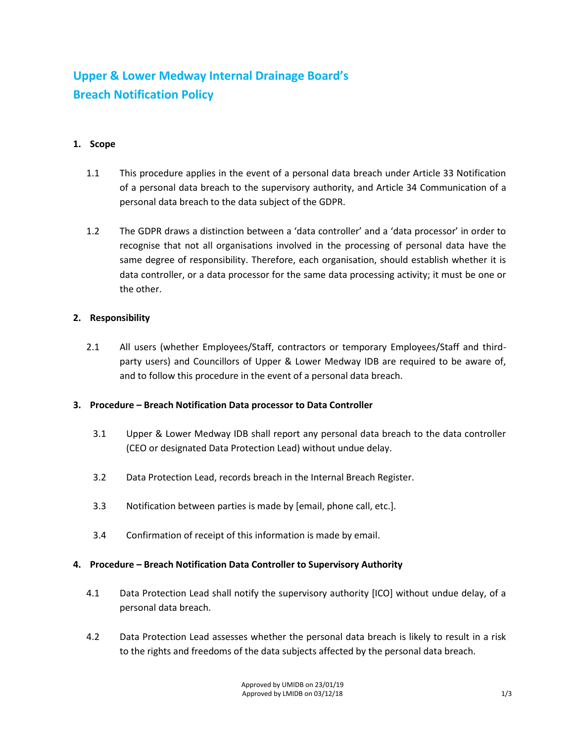# Upper & Lower Medway Internal Drainage Board's Breach Notification Policy

## 1. Scope

1.1 This procedure applies in the event of a personal data breach under Article 33 Notification of a personal data breach to the supervisory authority, and Article 34 Communication of a personal data breach to the data subject of the GDPR.

1.2 The GDPR draws a distinction between a 'data controller' and a 'data processor' in order to recognise that not all organisations involved in the processing of personal data have the same degree of responsibility. Therefore, each organisation, should establish whether it is data controller, or a data processor for the same data processing activity; it must be one or the other.

## 2. Responsibility

2.1 All users (whether Employees/Staff, contractors or temporary Employees/Staff and third-party users) and Councillors of Upper & Lower Medway IDB are required to be aware of, and to follow this procedure in the event of a personal data breach.

## 3. Procedure – Breach Notification Data processor to Data Controller

3.1 Upper & Lower Medway IDB shall report any personal data breach to the data controller (CEO or designated Data Protection Lead) without undue delay.

3.2 Data Protection Lead, records breach in the Internal Breach Register.

3.3 Notification between parties is made by [email, phone call, etc.].

3.4 Confirmation of receipt of this information is made by email.

## 4. Procedure – Breach Notification Data Controller to Supervisory Authority

4.1 Data Protection Lead shall notify the supervisory authority [ICO] without undue delay, of a personal data breach.

4.2 Data Protection Lead assesses whether the personal data breach is likely to result in a risk to the rights and freedoms of the data subjects affected by the personal data breach.

Approved by UMIDB on 23/01/19
Approved by LMIDB on 03/12/18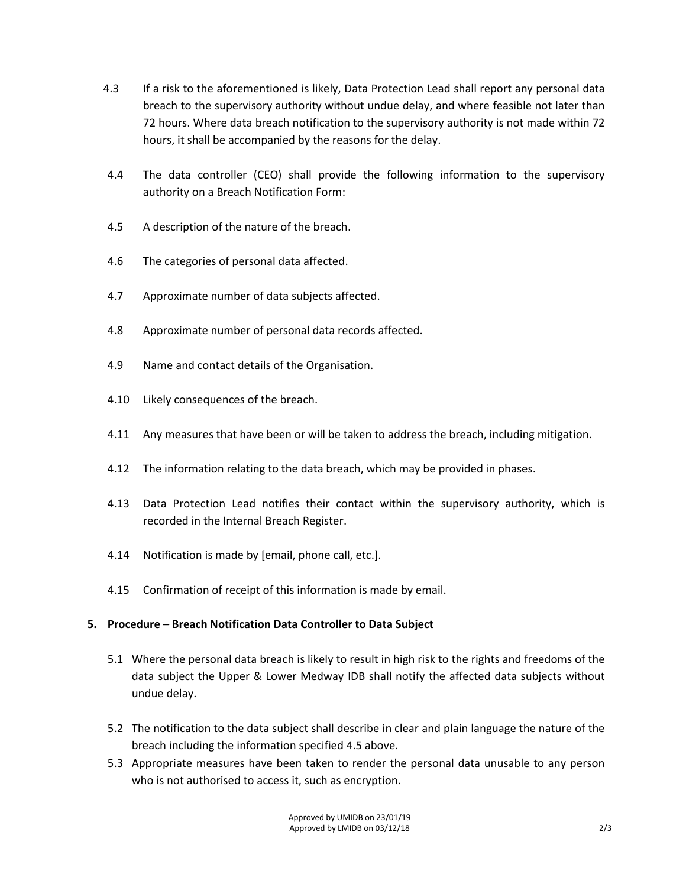4.3 If a risk to the aforementioned is likely, Data Protection Lead shall report any personal data breach to the supervisory authority without undue delay, and where feasible not later than 72 hours. Where data breach notification to the supervisory authority is not made within 72 hours, it shall be accompanied by the reasons for the delay.

4.4 The data controller (CEO) shall provide the following information to the supervisory authority on a Breach Notification Form:

4.5 A description of the nature of the breach.

4.6 The categories of personal data affected.

4.7 Approximate number of data subjects affected.

4.8 Approximate number of personal data records affected.

4.9 Name and contact details of the Organisation.

4.10 Likely consequences of the breach.

4.11 Any measures that have been or will be taken to address the breach, including mitigation.

4.12 The information relating to the data breach, which may be provided in phases.

4.13 Data Protection Lead notifies their contact within the supervisory authority, which is recorded in the Internal Breach Register.

4.14 Notification is made by [email, phone call, etc.].

4.15 Confirmation of receipt of this information is made by email.

## 5. Procedure – Breach Notification Data Controller to Data Subject

5.1 Where the personal data breach is likely to result in high risk to the rights and freedoms of the data subject the Upper & Lower Medway IDB shall notify the affected data subjects without undue delay.

5.2 The notification to the data subject shall describe in clear and plain language the nature of the breach including the information specified 4.5 above.

5.3 Appropriate measures have been taken to render the personal data unusable to any person who is not authorised to access it, such as encryption.

Approved by UMIDB on 23/01/19
Approved by LMIDB on 03/12/18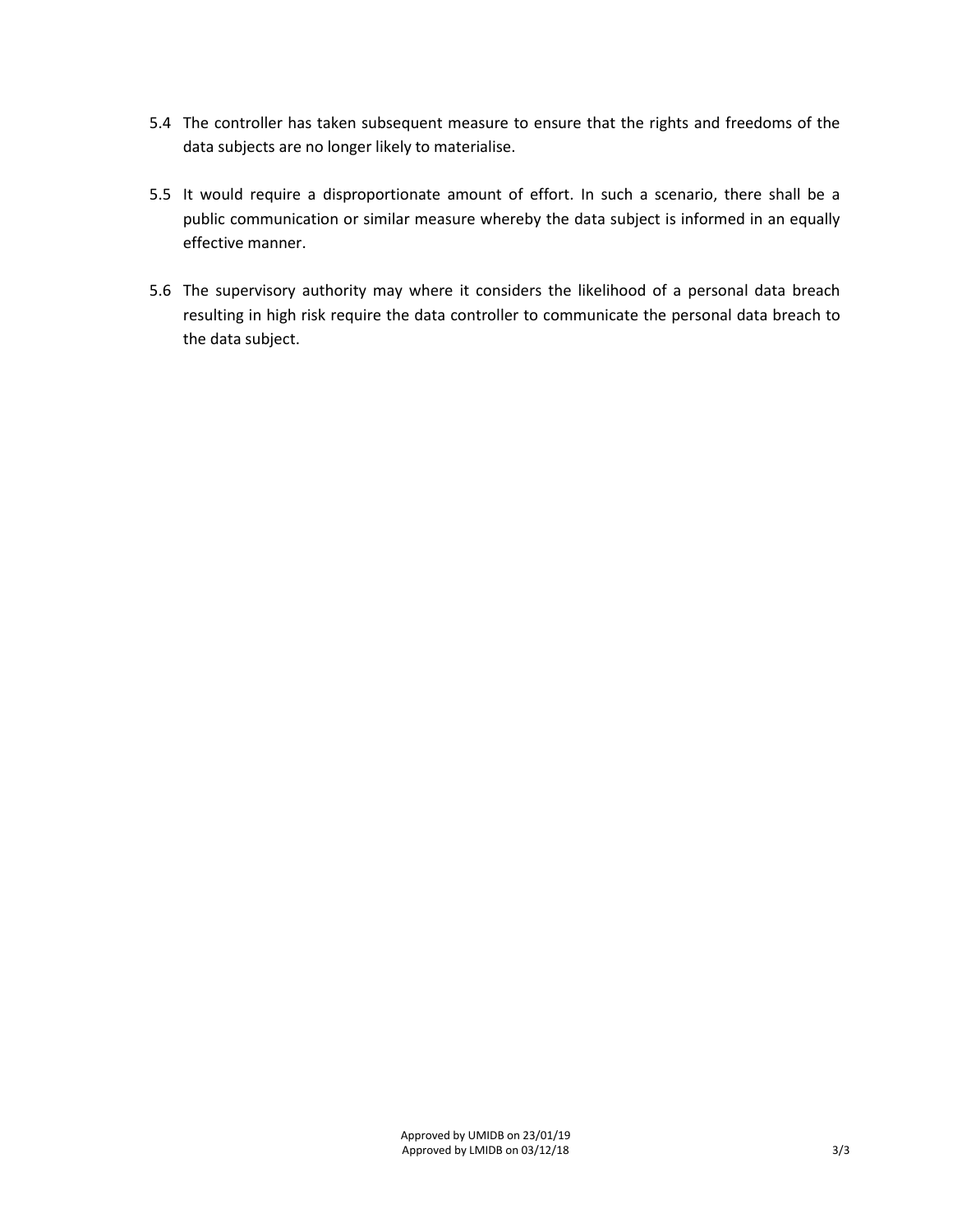5.4 The controller has taken subsequent measure to ensure that the rights and freedoms of the data subjects are no longer likely to materialise.

5.5 It would require a disproportionate amount of effort. In such a scenario, there shall be a public communication or similar measure whereby the data subject is informed in an equally effective manner.

5.6 The supervisory authority may where it considers the likelihood of a personal data breach resulting in high risk require the data controller to communicate the personal data breach to the data subject.

Approved by UMIDB on 23/01/19
Approved by LMIDB on 03/12/18